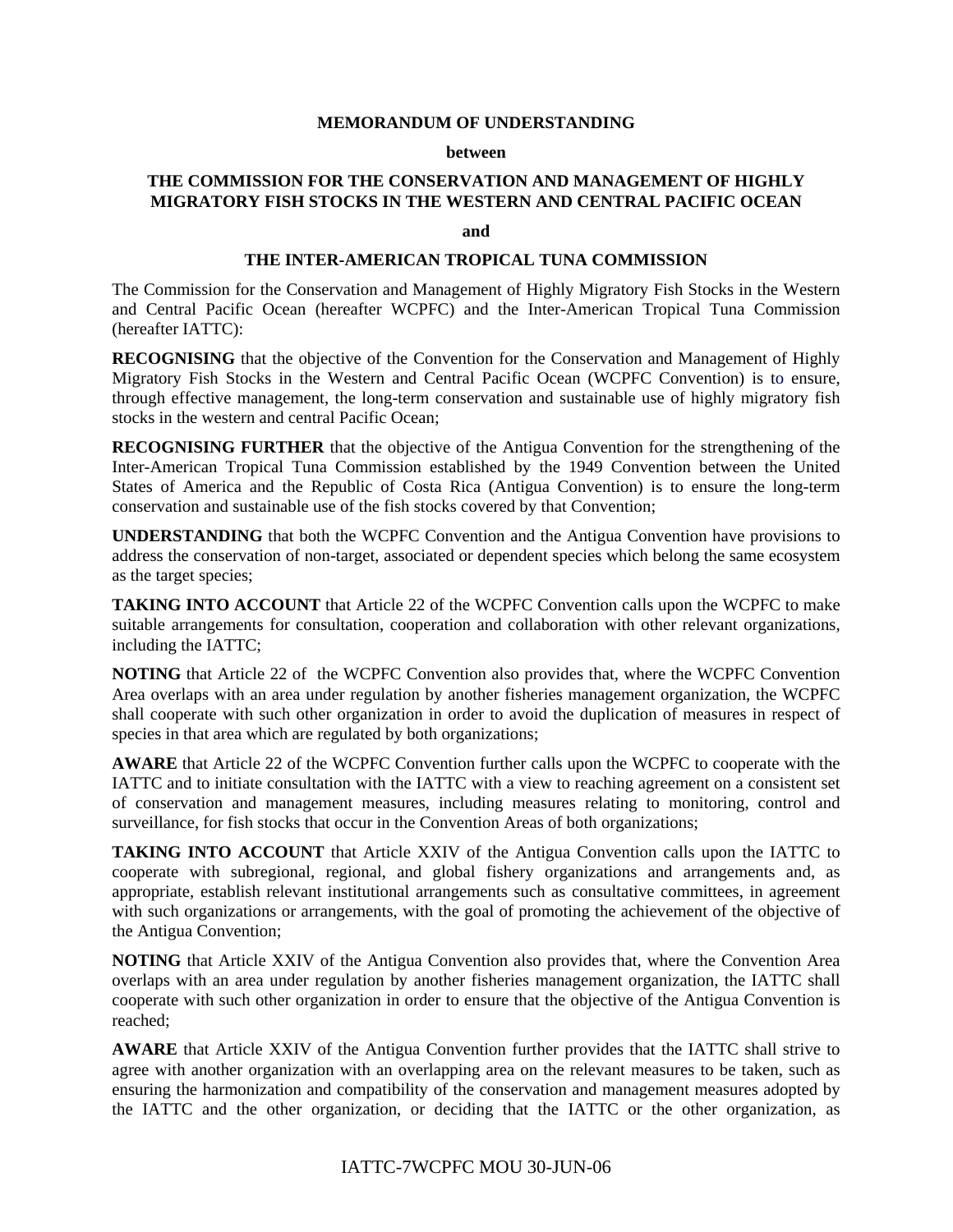**MEMORANDUM OF UNDERSTANDING**

**between**

**THE COMMISSION FOR THE CONSERVATION AND MANAGEMENT OF HIGHLY MIGRATORY FISH STOCKS IN THE WESTERN AND CENTRAL PACIFIC OCEAN**

**and**

**THE INTER-AMERICAN TROPICAL TUNA COMMISSION**

The Commission for the Conservation and Management of Highly Migratory Fish Stocks in the Western and Central Pacific Ocean (hereafter WCPFC) and the Inter-American Tropical Tuna Commission (hereafter IATTC):

**RECOGNISING** that the objective of the Convention for the Conservation and Management of Highly Migratory Fish Stocks in the Western and Central Pacific Ocean (WCPFC Convention) is to ensure, through effective management, the long-term conservation and sustainable use of highly migratory fish stocks in the western and central Pacific Ocean;

**RECOGNISING FURTHER** that the objective of the Antigua Convention for the strengthening of the Inter-American Tropical Tuna Commission established by the 1949 Convention between the United States of America and the Republic of Costa Rica (Antigua Convention) is to ensure the long-term conservation and sustainable use of the fish stocks covered by that Convention;

**UNDERSTANDING** that both the WCPFC Convention and the Antigua Convention have provisions to address the conservation of non-target, associated or dependent species which belong the same ecosystem as the target species;

**TAKING INTO ACCOUNT** that Article 22 of the WCPFC Convention calls upon the WCPFC to make suitable arrangements for consultation, cooperation and collaboration with other relevant organizations, including the IATTC;

**NOTING** that Article 22 of the WCPFC Convention also provides that, where the WCPFC Convention Area overlaps with an area under regulation by another fisheries management organization, the WCPFC shall cooperate with such other organization in order to avoid the duplication of measures in respect of species in that area which are regulated by both organizations;

**AWARE** that Article 22 of the WCPFC Convention further calls upon the WCPFC to cooperate with the IATTC and to initiate consultation with the IATTC with a view to reaching agreement on a consistent set of conservation and management measures, including measures relating to monitoring, control and surveillance, for fish stocks that occur in the Convention Areas of both organizations;

**TAKING INTO ACCOUNT** that Article XXIV of the Antigua Convention calls upon the IATTC to cooperate with subregional, regional, and global fishery organizations and arrangements and, as appropriate, establish relevant institutional arrangements such as consultative committees, in agreement with such organizations or arrangements, with the goal of promoting the achievement of the objective of the Antigua Convention;

**NOTING** that Article XXIV of the Antigua Convention also provides that, where the Convention Area overlaps with an area under regulation by another fisheries management organization, the IATTC shall cooperate with such other organization in order to ensure that the objective of the Antigua Convention is reached;

**AWARE** that Article XXIV of the Antigua Convention further provides that the IATTC shall strive to agree with another organization with an overlapping area on the relevant measures to be taken, such as ensuring the harmonization and compatibility of the conservation and management measures adopted by the IATTC and the other organization, or deciding that the IATTC or the other organization, as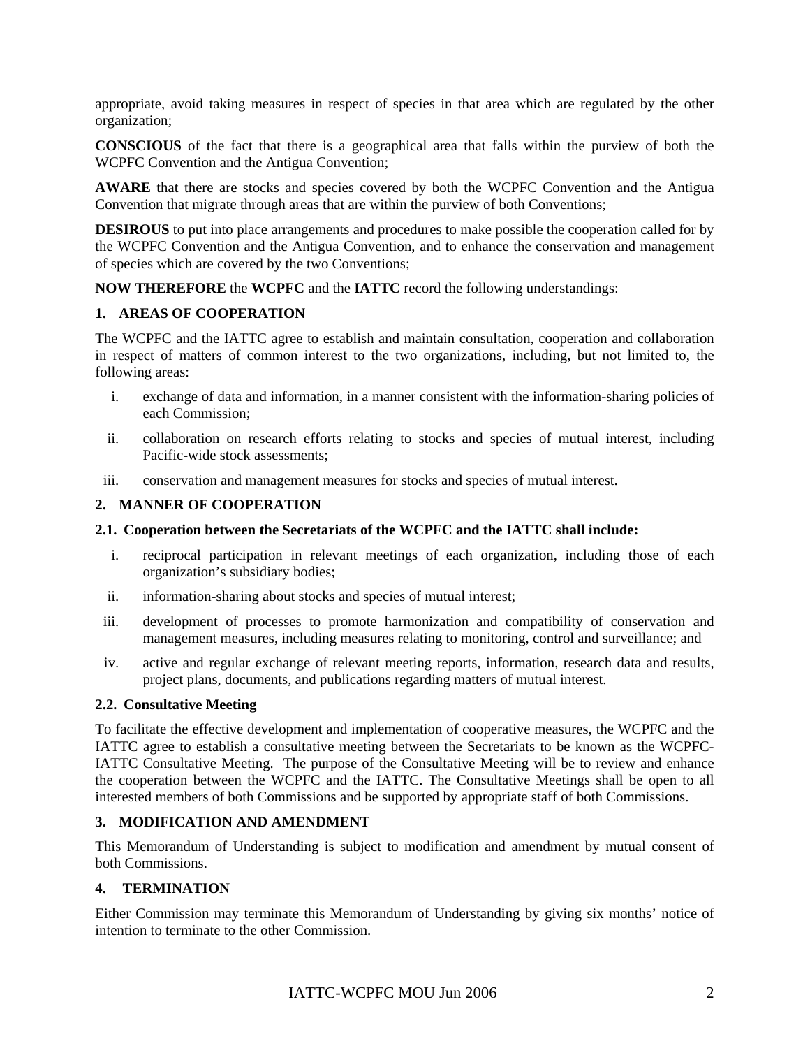appropriate, avoid taking measures in respect of species in that area which are regulated by the other organization;

**CONSCIOUS** of the fact that there is a geographical area that falls within the purview of both the WCPFC Convention and the Antigua Convention;

**AWARE** that there are stocks and species covered by both the WCPFC Convention and the Antigua Convention that migrate through areas that are within the purview of both Conventions;

**DESIROUS** to put into place arrangements and procedures to make possible the cooperation called for by the WCPFC Convention and the Antigua Convention, and to enhance the conservation and management of species which are covered by the two Conventions;

**NOW THEREFORE** the **WCPFC** and the **IATTC** record the following understandings:

## 1. AREAS OF COOPERATION

The WCPFC and the IATTC agree to establish and maintain consultation, cooperation and collaboration in respect of matters of common interest to the two organizations, including, but not limited to, the following areas:

i. exchange of data and information, in a manner consistent with the information-sharing policies of each Commission;

ii. collaboration on research efforts relating to stocks and species of mutual interest, including Pacific-wide stock assessments;

iii. conservation and management measures for stocks and species of mutual interest.

## 2. MANNER OF COOPERATION

### 2.1. Cooperation between the Secretariats of the WCPFC and the IATTC shall include:

i. reciprocal participation in relevant meetings of each organization, including those of each organization's subsidiary bodies;

ii. information-sharing about stocks and species of mutual interest;

iii. development of processes to promote harmonization and compatibility of conservation and management measures, including measures relating to monitoring, control and surveillance; and

iv. active and regular exchange of relevant meeting reports, information, research data and results, project plans, documents, and publications regarding matters of mutual interest.

### 2.2. Consultative Meeting

To facilitate the effective development and implementation of cooperative measures, the WCPFC and the IATTC agree to establish a consultative meeting between the Secretariats to be known as the WCPFC-IATTC Consultative Meeting. The purpose of the Consultative Meeting will be to review and enhance the cooperation between the WCPFC and the IATTC. The Consultative Meetings shall be open to all interested members of both Commissions and be supported by appropriate staff of both Commissions.

## 3. MODIFICATION AND AMENDMENT

This Memorandum of Understanding is subject to modification and amendment by mutual consent of both Commissions.

## 4. TERMINATION

Either Commission may terminate this Memorandum of Understanding by giving six months' notice of intention to terminate to the other Commission.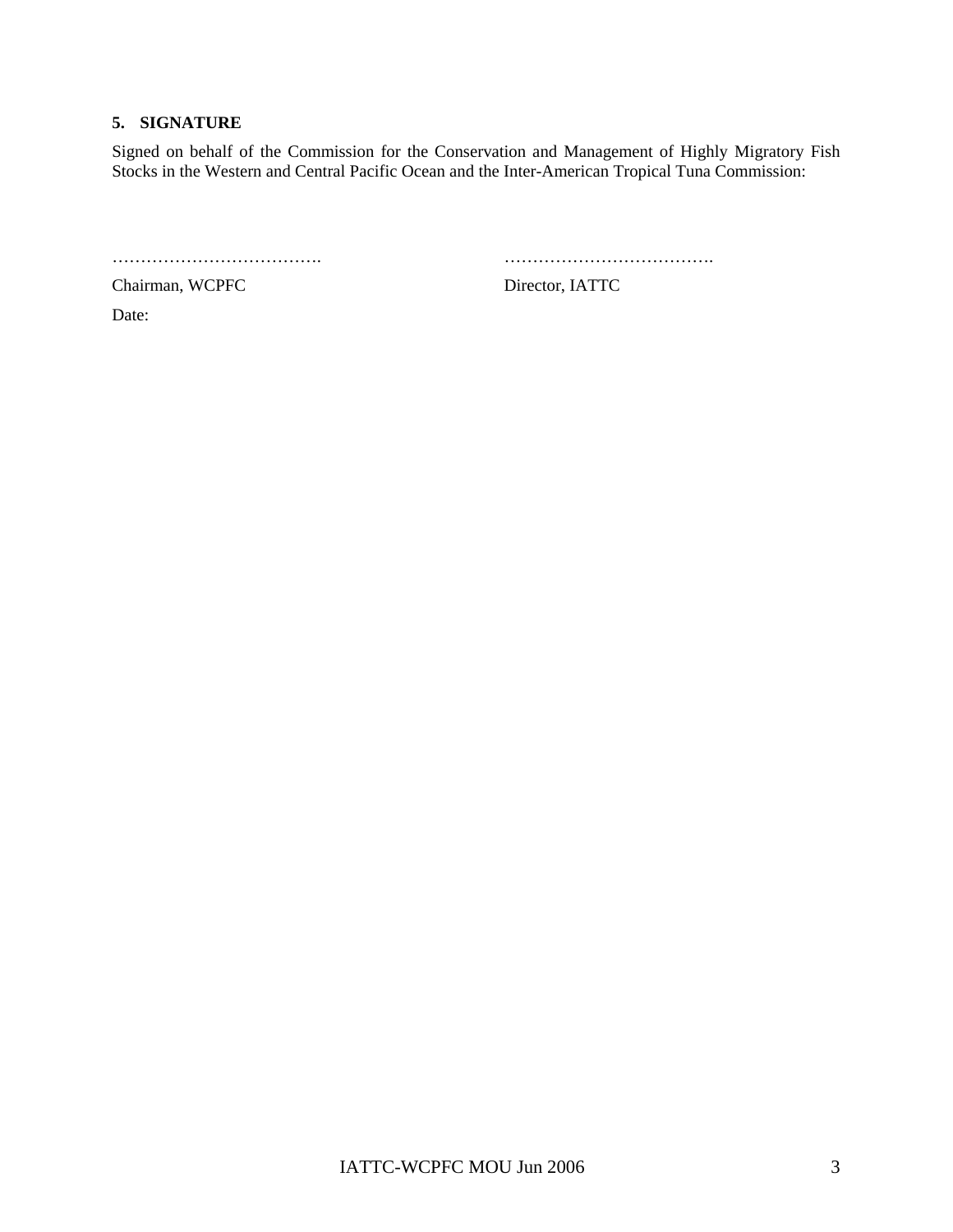**5. SIGNATURE**

Signed on behalf of the Commission for the Conservation and Management of Highly Migratory Fish Stocks in the Western and Central Pacific Ocean and the Inter-American Tropical Tuna Commission:

| | |
|---|---|
| ………………………………. | ………………………………. |
| Chairman, WCPFC | Director, IATTC |
| Date: | |